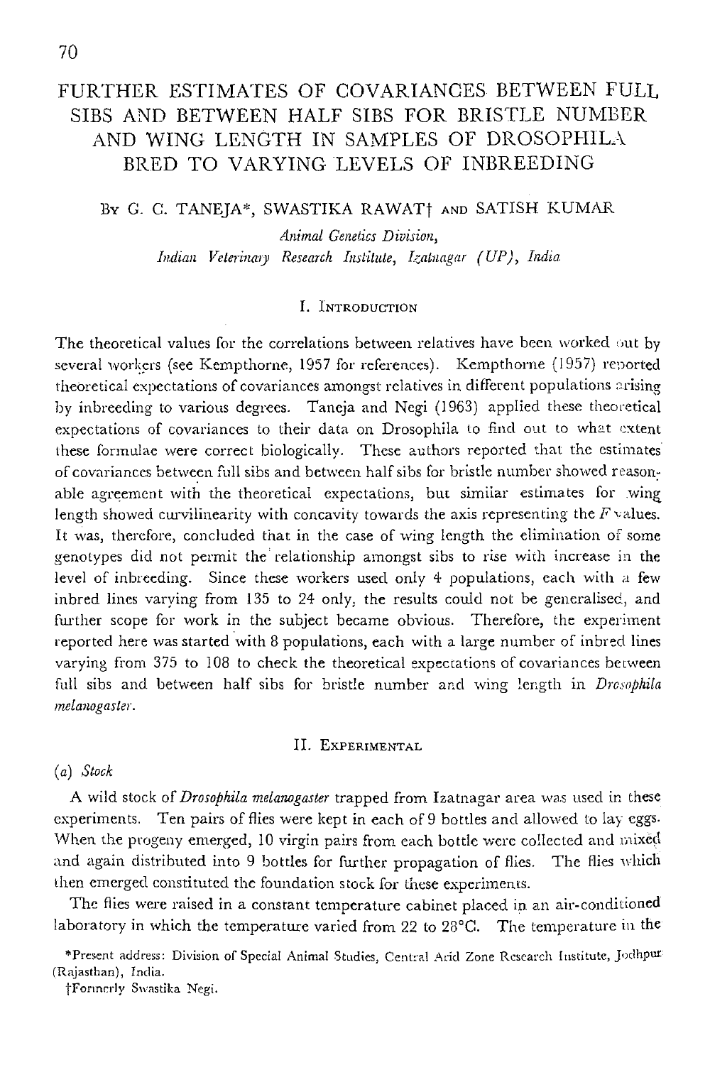# FURTHER ESTIMATES OF COVARIANCES BETWEEN FULL SIBS AND BETWEEN HALF SIBS FOR BRISTLE NUMBER AND WING LENGTH IN SAMPLES OF DROSOPHILA BRED TO VARYING LEVELS OF INBREEDING

By G. C. TANEJA*, SWASTIKA RAWAT† AND SATISH KUMAR

*Animal Genetics Division,*
*Indian Veterinary Research Institute, Izatnagar (UP), India*

## I. Introduction

The theoretical values for the correlations between relatives have been worked out by several workers (see Kempthorne, 1957 for references). Kempthorne (1957) reported theoretical expectations of covariances amongst relatives in different populations arising by inbreeding to various degrees. Taneja and Negi (1963) applied these theoretical expectations of covariances to their data on Drosophila to find out to what extent these formulae were correct biologically. These authors reported that the estimates of covariances between full sibs and between half sibs for bristle number showed reasonable agreement with the theoretical expectations, but similar estimates for wing length showed curvilinearity with concavity towards the axis representing the $F$ values. It was, therefore, concluded that in the case of wing length the elimination of some genotypes did not permit the relationship amongst sibs to rise with increase in the level of inbreeding. Since these workers used only 4 populations, each with a few inbred lines varying from 135 to 24 only, the results could not be generalised, and further scope for work in the subject became obvious. Therefore, the experiment reported here was started with 8 populations, each with a large number of inbred lines varying from 375 to 108 to check the theoretical expectations of covariances between full sibs and between half sibs for bristle number and wing length in *Drosophila melanogaster*.

## II. Experimental

### (a) *Stock*

A wild stock of *Drosophila melanogaster* trapped from Izatnagar area was used in these experiments. Ten pairs of flies were kept in each of 9 bottles and allowed to lay eggs. When the progeny emerged, 10 virgin pairs from each bottle were collected and mixed and again distributed into 9 bottles for further propagation of flies. The flies which then emerged constituted the foundation stock for these experiments.

The flies were raised in a constant temperature cabinet placed in an air-conditioned laboratory in which the temperature varied from 22 to 28°C. The temperature in the

*Present address: Division of Special Animal Studies, Central Arid Zone Research Institute, Jodhpur (Rajasthan), India.

†Formerly Swastika Negi.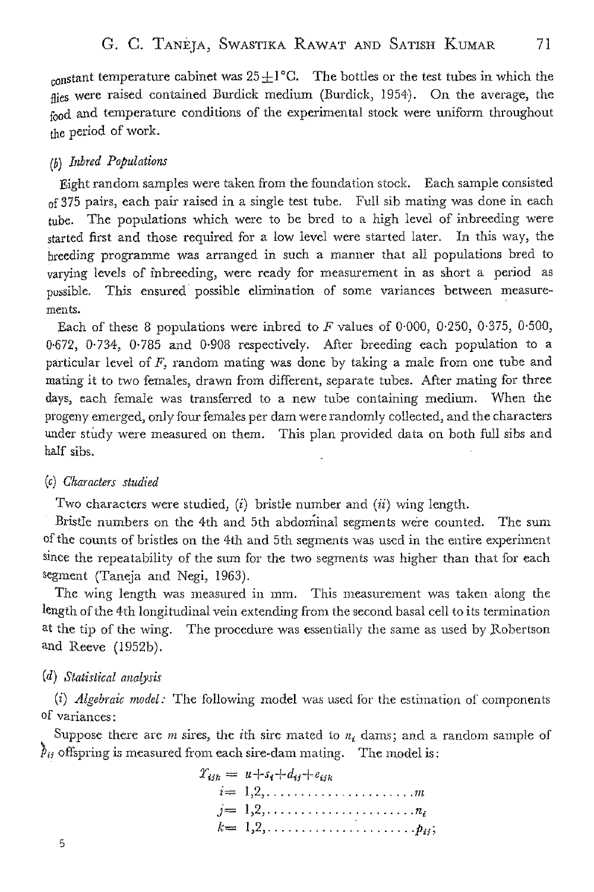constant temperature cabinet was $25 \pm 1°C$. The bottles or the test tubes in which the flies were raised contained Burdick medium (Burdick, 1954). On the average, the food and temperature conditions of the experimental stock were uniform throughout the period of work.

### (b) *Inbred Populations*

Eight random samples were taken from the foundation stock. Each sample consisted of 375 pairs, each pair raised in a single test tube. Full sib mating was done in each tube. The populations which were to be bred to a high level of inbreeding were started first and those required for a low level were started later. In this way, the breeding programme was arranged in such a manner that all populations bred to varying levels of inbreeding, were ready for measurement in as short a period as possible. This ensured possible elimination of some variances between measurements.

Each of these 8 populations were inbred to $F$ values of 0·000, 0·250, 0·375, 0·500, 0·672, 0·734, 0·785 and 0·908 respectively. After breeding each population to a particular level of $F$, random mating was done by taking a male from one tube and mating it to two females, drawn from different, separate tubes. After mating for three days, each female was transferred to a new tube containing medium. When the progeny emerged, only four females per dam were randomly collected, and the characters under study were measured on them. This plan provided data on both full sibs and half sibs.

### (c) *Characters studied*

Two characters were studied, (*i*) bristle number and (*ii*) wing length.

Bristle numbers on the 4th and 5th abdominal segments were counted. The sum of the counts of bristles on the 4th and 5th segments was used in the entire experiment since the repeatability of the sum for the two segments was higher than that for each segment (Taneja and Negi, 1963).

The wing length was measured in mm. This measurement was taken along the length of the 4th longitudinal vein extending from the second basal cell to its termination at the tip of the wing. The procedure was essentially the same as used by Robertson and Reeve (1952b).

### (d) *Statistical analysis*

(*i*) *Algebraic model:* The following model was used for the estimation of components of variances:

Suppose there are $m$ sires, the $i$th sire mated to $n_i$ dams; and a random sample of $p_{ij}$ offspring is measured from each sire-dam mating. The model is:

$$Y_{ijk} = u + s_i + d_{ij} + e_{ijk}$$

$$i = 1, 2, \ldots\ldots\ldots\ldots\ldots\ldots\ldots\ldots m$$

$$j = 1, 2, \ldots\ldots\ldots\ldots\ldots\ldots\ldots\ldots n_i$$

$$k = 1, 2, \ldots\ldots\ldots\ldots\ldots\ldots\ldots\ldots p_{ij};$$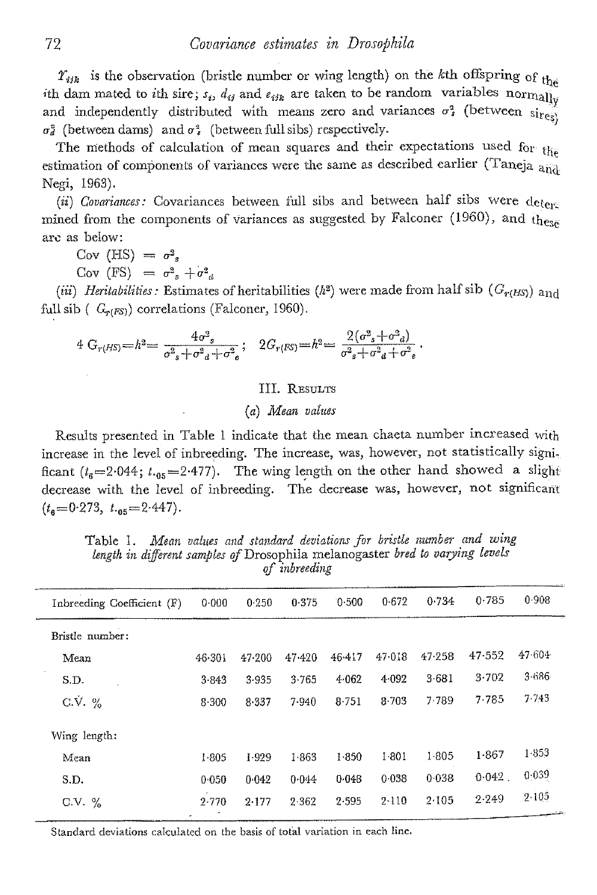$Y_{ijk}$ is the observation (bristle number or wing length) on the $k$th offspring of the $j$th dam mated to $i$th sire; $s_i$, $d_{ij}$ and $e_{ijk}$ are taken to be random variables normally and independently distributed with means zero and variances $\sigma^2_s$ (between sires) $\sigma^2_d$ (between dams) and $\sigma^2_e$ (between full sibs) respectively.

The methods of calculation of mean squares and their expectations used for the estimation of components of variances were the same as described earlier (Taneja and Negi, 1963).

(*ii*) *Covariances:* Covariances between full sibs and between half sibs were determined from the components of variances as suggested by Falconer (1960), and these are as below:

$$\text{Cov (HS)} = \sigma^2_s$$

$$\text{Cov (FS)} = \sigma^2_s + \sigma^2_d$$

(*iii*) *Heritabilities:* Estimates of heritabilities ($h^2$) were made from half sib ($G_{r(HS)}$) and full sib ( $G_{r(FS)}$) correlations (Falconer, 1960).

$$4\, G_{r(HS)} = h^2 = \frac{4\sigma^2_s}{\sigma^2_s + \sigma^2_d + \sigma^2_e}; \quad 2G_{r(FS)} = h^2 = \frac{2(\sigma^2_s + \sigma^2_d)}{\sigma^2_s + \sigma^2_d + \sigma^2_e}.$$

## III. Results

### (*a*) *Mean values*

Results presented in Table 1 indicate that the mean chaeta number increased with increase in the level of inbreeding. The increase, was, however, not statistically significant ($t_6$=2·044; $t_{.05}$=2·477). The wing length on the other hand showed a slight decrease with the level of inbreeding. The decrease was, however, not significant ($t_6$=0·273, $t_{.05}$=2·447).

Table 1. *Mean values and standard deviations for bristle number and wing length in different samples of* Drosophila melanogaster *bred to varying levels of inbreeding*

| Inbreeding Coefficient (F) | 0·000 | 0·250 | 0·375 | 0·500 | 0·672 | 0·734 | 0·785 | 0·908 |
|---|---|---|---|---|---|---|---|---|
| Bristle number: | | | | | | | | |
| Mean | 46·301 | 47·200 | 47·420 | 46·417 | 47·018 | 47·258 | 47·552 | 47·604 |
| S.D. | 3·843 | 3·935 | 3·765 | 4·062 | 4·092 | 3·681 | 3·702 | 3·686 |
| C.V. % | 8·300 | 8·337 | 7·940 | 8·751 | 8·703 | 7·789 | 7·785 | 7·743 |
| Wing length: | | | | | | | | |
| Mean | 1·805 | 1·929 | 1·863 | 1·850 | 1·801 | 1·805 | 1·867 | 1·853 |
| S.D. | 0·050 | 0·042 | 0·044 | 0·048 | 0·038 | 0·038 | 0·042 | 0·039 |
| C.V. % | 2·770 | 2·177 | 2·362 | 2·595 | 2·110 | 2·105 | 2·249 | 2·105 |

Standard deviations calculated on the basis of total variation in each line.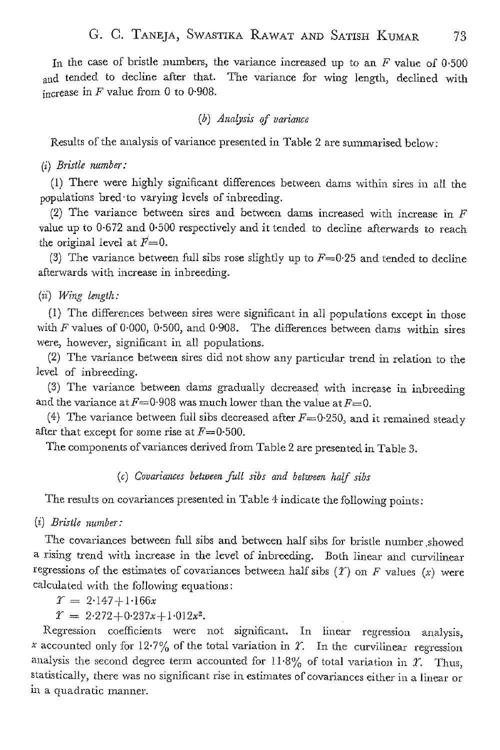In the case of bristle numbers, the variance increased up to an $F$ value of 0·500 and tended to decline after that. The variance for wing length, declined with increase in $F$ value from 0 to 0·908.

### (*b*) *Analysis of variance*

Results of the analysis of variance presented in Table 2 are summarised below:

(*i*) *Bristle number:*

(1) There were highly significant differences between dams within sires in all the populations bred to varying levels of inbreeding.

(2) The variance between sires and between dams increased with increase in $F$ value up to 0·672 and 0·500 respectively and it tended to decline afterwards to reach the original level at $F$=0.

(3) The variance between full sibs rose slightly up to $F$=0·25 and tended to decline afterwards with increase in inbreeding.

(*ii*) *Wing length:*

(1) The differences between sires were significant in all populations except in those with $F$ values of 0·000, 0·500, and 0·908. The differences between dams within sires were, however, significant in all populations.

(2) The variance between sires did not show any particular trend in relation to the level of inbreeding.

(3) The variance between dams gradually decreased with increase in inbreeding and the variance at $F$=0·908 was much lower than the value at $F$=0.

(4) The variance between full sibs decreased after $F$=0·250, and it remained steady after that except for some rise at $F$=0·500.

The components of variances derived from Table 2 are presented in Table 3.

### (*c*) *Covariances between full sibs and between half sibs*

The results on covariances presented in Table 4 indicate the following points:

(*i*) *Bristle number:*

The covariances between full sibs and between half sibs for bristle number ,showed a rising trend with increase in the level of inbreeding. Both linear and curvilinear regressions of the estimates of covariances between half sibs ($Y$) on $F$ values ($x$) were calculated with the following equations:

$$Y = 2{\cdot}147 + 1{\cdot}166x$$

$$Y = 2{\cdot}272 + 0{\cdot}237x + 1{\cdot}012x^2.$$

Regression coefficients were not significant. In linear regression analysis, $x$ accounted only for 12·7% of the total variation in $Y$. In the curvilinear regression analysis the second degree term accounted for 11·8% of total variation in $Y$. Thus, statistically, there was no significant rise in estimates of covariances either in a linear or in a quadratic manner.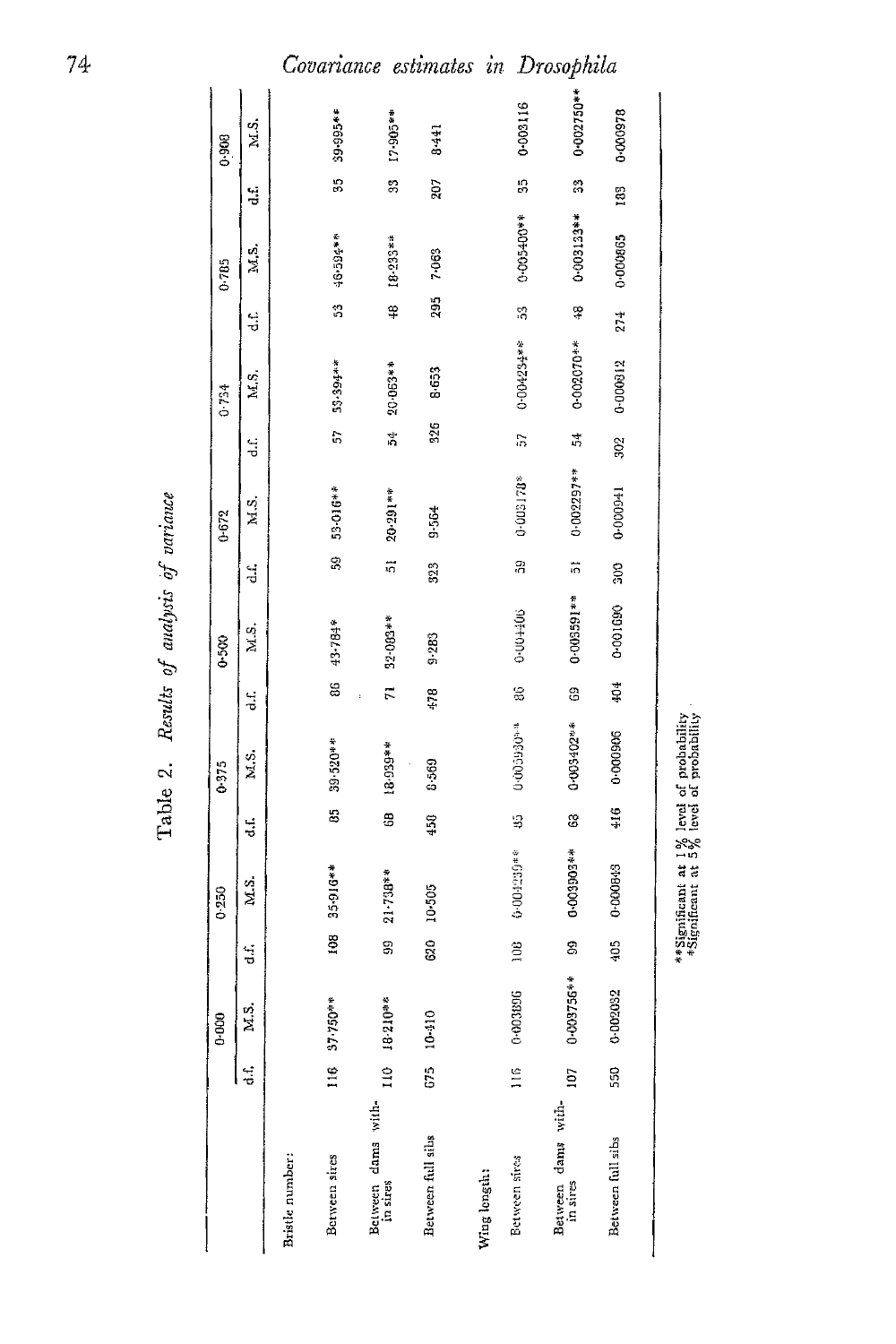Table 2. *Results of analysis of variance*

| | 0·000 | | 0·250 | | 0·375 | | 0·500 | | 0·672 | | 0·734 | | 0·765 | | 0·908 | |
|---|---|---|---|---|---|---|---|---|---|---|---|---|---|---|---|---|
| | d.f. | M.S. | d.f. | M.S. | d.f. | M.S. | d.f. | M.S. | d.f. | M.S. | d.f. | M.S. | d.f. | M.S. | d.f. | M.S. |
| Bristle number: | | | | | | | | | | | | | | | | |
| Between sires | 116 | 37·750** | 108 | 35·916** | 85 | 39·520** | 86 | 43·784* | 59 | 53·016** | 57 | 53·394** | 53 | 46·594** | 35 | 39·995** |
| Between dams within sires | 110 | 18·210** | 99 | 21·738** | 68 | 18·939** | 71 | 32·083** | 51 | 20·291** | 54 | 20·063** | 48 | 18·293** | 33 | 17·905** |
| Between full sibs | 675 | 10·410 | 620 | 10·505 | 458 | 8·569 | 478 | 9·283 | 323 | 9·564 | 326 | 8·653 | 295 | 7·063 | 207 | 8·441 |
| Wing length: | | | | | | | | | | | | | | | | |
| Between sires | 116 | 0·003896 | 108 | 0·004299** | 85 | 0·005930** | 86 | 0·004406 | 59 | 0·003178* | 57 | 0·004234** | 53 | 0·005400** | 35 | 0·003116 |
| Between dams within sires | 107 | 0·003756** | 99 | 0·003903** | 68 | 0·003402** | 69 | 0·008591** | 51 | 0·002297** | 54 | 0·002070** | 48 | 0·003133** | 33 | 0·002750** |
| Between full sibs | 550 | 0·002032 | 405 | 0·000843 | 416 | 0·000906 | 404 | 0·001690 | 300 | 0·000941 | 302 | 0·000612 | 274 | 0·000865 | 183 | 0·000978 |

**Significant at 1% level of probability
*Significant at 5% level of probability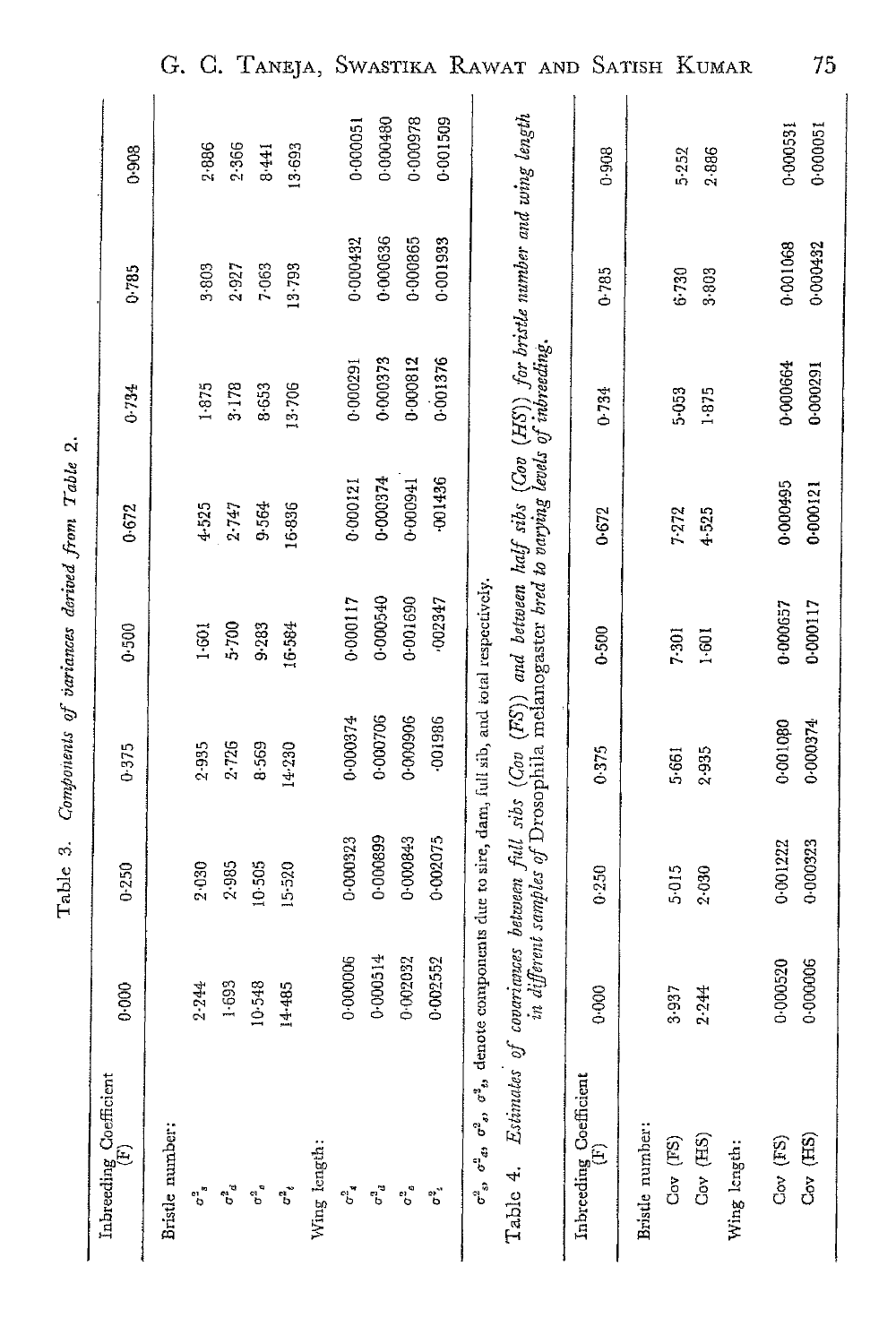Table 3. *Components of variances derived from Table 2.*

| Inbreeding Coefficient (F) | 0·000 | 0·250 | 0·375 | 0·500 | 0·672 | 0·734 | 0·785 | 0·908 |
|---|---|---|---|---|---|---|---|---|
| Bristle number: | | | | | | | | |
| $\sigma^2_s$ | 2·244 | 2·030 | 2·935 | 1·601 | 4·525 | 1·875 | 3·803 | 2·886 |
| $\sigma^2_d$ | 1·693 | 2·985 | 2·726 | 5·700 | 2·747 | 3·178 | 2·927 | 2·366 |
| $\sigma^2_e$ | 10·548 | 10·505 | 8·569 | 9·283 | 9·564 | 8·653 | 7·063 | 8·441 |
| $\sigma^2_t$ | 14·485 | 15·520 | 14·230 | 16·584 | 16·836 | 13·706 | 13·793 | 13·693 |
| Wing length: | | | | | | | | |
| $\sigma^2_s$ | 0·000006 | 0·000323 | 0·000374 | 0·000117 | 0·000121 | 0·000291 | 0·000432 | 0·000051 |
| $\sigma^2_d$ | 0·000514 | 0·000899 | 0·000706 | 0·000540 | 0·000374 | 0·000373 | 0·000636 | 0·000480 |
| $\sigma^2_e$ | 0·002032 | 0·000843 | 0·000906 | 0·001690 | 0·000941 | 0·000812 | 0·000865 | 0·000978 |
| $\sigma^2_t$ | 0·002552 | 0·002075 | ·001986 | ·002347 | ·001436 | 0·001376 | 0·001933 | 0·001509 |

$\sigma^2_s$, $\sigma^2_d$, $\sigma^2_e$, $\sigma^2_t$, denote components due to sire, dam, full sib, and total respectively.

Table 4. *Estimates of covariances between full sibs (Cov (FS)) and between half sibs (Cov (HS)) for bristle number and wing length in different samples of* Drosophila melanogaster *bred to varying levels of inbreeding.*

| Inbreeding Coefficient (F) | 0·000 | 0·250 | 0·375 | 0·500 | 0·672 | 0·734 | 0·785 | 0·908 |
|---|---|---|---|---|---|---|---|---|
| Bristle number: | | | | | | | | |
| Cov (FS) | 3·937 | 5·015 | 5·661 | 7·301 | 7·272 | 5·053 | 6·730 | 5·252 |
| Cov (HS) | 2·244 | 2·030 | 2·935 | 1·601 | 4·525 | 1·875 | 3·803 | 2·886 |
| Wing length: | | | | | | | | |
| Cov (FS) | 0·000520 | 0·001222 | 0·001080 | 0·000657 | 0·000495 | 0·000664 | 0·001068 | 0·000531 |
| Cov (HS) | 0·000006 | 0·000323 | 0·000374 | 0·000117 | 0·000121 | 0·000291 | 0·000432 | 0·000051 |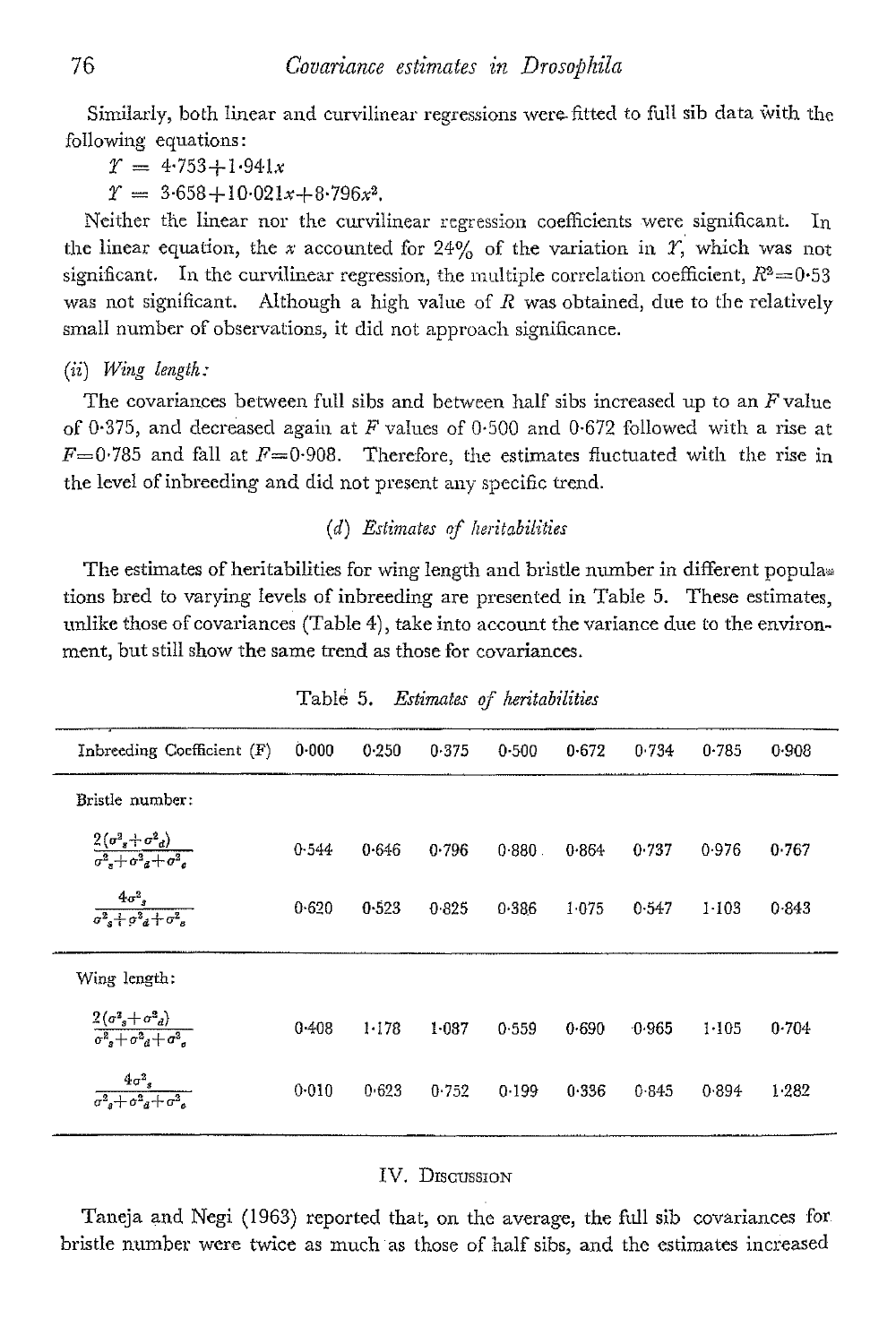Similarly, both linear and curvilinear regressions were fitted to full sib data with the following equations:

$Y = 4{\cdot}753 + 1{\cdot}941x$

$Y = 3{\cdot}658 + 10{\cdot}021x + 8{\cdot}796x^2$.

Neither the linear nor the curvilinear regression coefficients were significant. In the linear equation, the $x$ accounted for 24% of the variation in $Y$, which was not significant. In the curvilinear regression, the multiple correlation coefficient, $R^2 = 0{\cdot}53$ was not significant. Although a high value of $R$ was obtained, due to the relatively small number of observations, it did not approach significance.

*(ii) Wing length:*

The covariances between full sibs and between half sibs increased up to an $F$ value of 0·375, and decreased again at $F$ values of 0·500 and 0·672 followed with a rise at $F = 0{\cdot}785$ and fall at $F = 0{\cdot}908$. Therefore, the estimates fluctuated with the rise in the level of inbreeding and did not present any specific trend.

### (d) *Estimates of heritabilities*

The estimates of heritabilities for wing length and bristle number in different populations bred to varying levels of inbreeding are presented in Table 5. These estimates, unlike those of covariances (Table 4), take into account the variance due to the environment, but still show the same trend as those for covariances.

Table 5. *Estimates of heritabilities*

| Inbreeding Coefficient (F) | 0·000 | 0·250 | 0·375 | 0·500 | 0·672 | 0·734 | 0·785 | 0·908 |
|---|---|---|---|---|---|---|---|---|
| Bristle number: | | | | | | | | |
| $\frac{2(\sigma^2_s+\sigma^2_d)}{\sigma^2_s+\sigma^2_d+\sigma^2_e}$ | 0·544 | 0·646 | 0·796 | 0·880 | 0·864 | 0·737 | 0·976 | 0·767 |
| $\frac{4\sigma^2_s}{\sigma^2_s+\sigma^2_d+\sigma^2_e}$ | 0·620 | 0·523 | 0·825 | 0·386 | 1·075 | 0·547 | 1·103 | 0·843 |
| Wing length: | | | | | | | | |
| $\frac{2(\sigma^2_s+\sigma^2_d)}{\sigma^2_s+\sigma^2_d+\sigma^2_e}$ | 0·408 | 1·178 | 1·087 | 0·559 | 0·690 | 0·965 | 1·105 | 0·704 |
| $\frac{4\sigma^2_s}{\sigma^2_s+\sigma^2_d+\sigma^2_e}$ | 0·010 | 0·623 | 0·752 | 0·199 | 0·336 | 0·845 | 0·894 | 1·282 |

## IV. Discussion

Taneja and Negi (1963) reported that, on the average, the full sib covariances for bristle number were twice as much as those of half sibs, and the estimates increased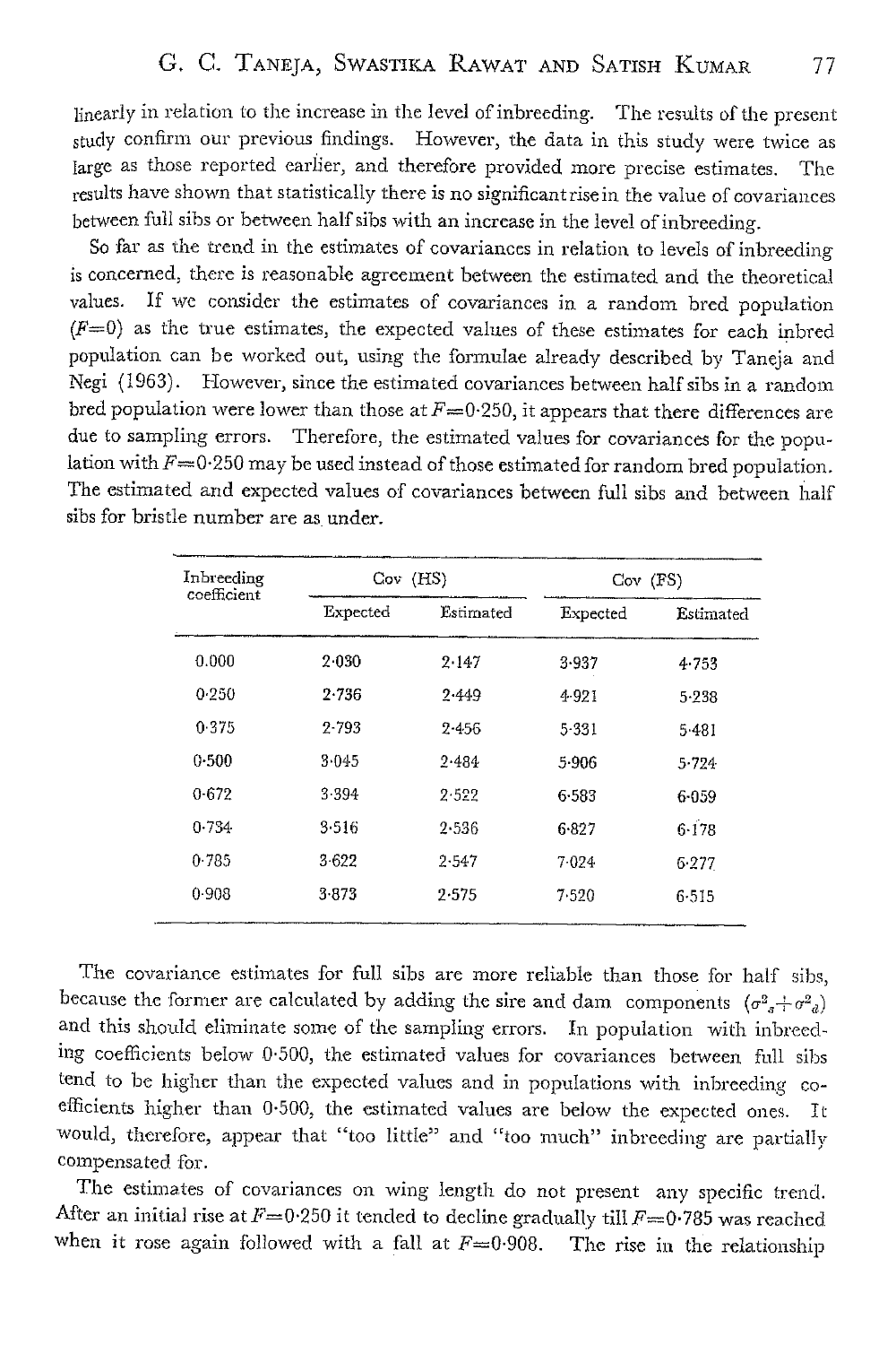linearly in relation to the increase in the level of inbreeding. The results of the present study confirm our previous findings. However, the data in this study were twice as large as those reported earlier, and therefore provided more precise estimates. The results have shown that statistically there is no significant rise in the value of covariances between full sibs or between half sibs with an increase in the level of inbreeding.

So far as the trend in the estimates of covariances in relation to levels of inbreeding is concerned, there is reasonable agreement between the estimated and the theoretical values. If we consider the estimates of covariances in a random bred population ($F=0$) as the true estimates, the expected values of these estimates for each inbred population can be worked out, using the formulae already described by Taneja and Negi (1963). However, since the estimated covariances between half sibs in a random bred population were lower than those at $F=0{\cdot}250$, it appears that there differences are due to sampling errors. Therefore, the estimated values for covariances for the population with $F=0{\cdot}250$ may be used instead of those estimated for random bred population. The estimated and expected values of covariances between full sibs and between half sibs for bristle number are as under.

| Inbreeding coefficient | Cov (HS) | | Cov (FS) | |
|---|---|---|---|---|
| | Expected | Estimated | Expected | Estimated |
| 0.000 | 2·030 | 2·147 | 3·937 | 4·753 |
| 0·250 | 2·736 | 2·449 | 4·921 | 5·238 |
| 0·375 | 2·793 | 2·456 | 5·331 | 5·481 |
| 0·500 | 3·045 | 2·484 | 5·906 | 5·724 |
| 0·672 | 3·394 | 2·522 | 6·583 | 6·059 |
| 0·734 | 3·516 | 2·536 | 6·827 | 6·178 |
| 0·785 | 3·622 | 2·547 | 7·024 | 6·277 |
| 0·908 | 3·873 | 2·575 | 7·520 | 6·515 |

The covariance estimates for full sibs are more reliable than those for half sibs, because the former are calculated by adding the sire and dam components ($\sigma^2_s + \sigma^2_d$) and this should eliminate some of the sampling errors. In population with inbreeding coefficients below 0·500, the estimated values for covariances between full sibs tend to be higher than the expected values and in populations with inbreeding coefficients higher than 0·500, the estimated values are below the expected ones. It would, therefore, appear that "too little" and "too much" inbreeding are partially compensated for.

The estimates of covariances on wing length do not present any specific trend. After an initial rise at $F=0{\cdot}250$ it tended to decline gradually till $F=0{\cdot}785$ was reached when it rose again followed with a fall at $F=0{\cdot}908$. The rise in the relationship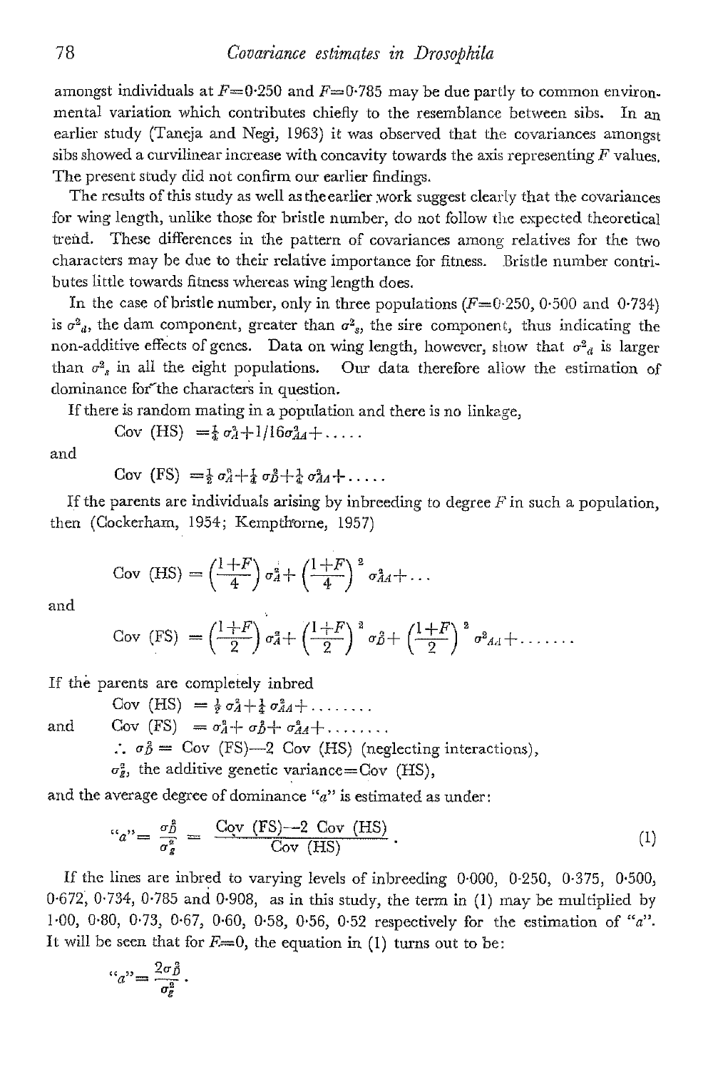amongst individuals at $F=0{\cdot}250$ and $F=0{\cdot}785$ may be due partly to common environmental variation which contributes chiefly to the resemblance between sibs. In an earlier study (Taneja and Negi, 1963) it was observed that the covariances amongst sibs showed a curvilinear increase with concavity towards the axis representing $F$ values. The present study did not confirm our earlier findings.

The results of this study as well as the earlier work suggest clearly that the covariances for wing length, unlike those for bristle number, do not follow the expected theoretical trend. These differences in the pattern of covariances among relatives for the two characters may be due to their relative importance for fitness. Bristle number contributes little towards fitness whereas wing length does.

In the case of bristle number, only in three populations ($F=0{\cdot}250$, $0{\cdot}500$ and $0{\cdot}734$) is $\sigma^2_d$, the dam component, greater than $\sigma^2_s$, the sire component, thus indicating the non-additive effects of genes. Data on wing length, however, show that $\sigma^2_d$ is larger than $\sigma^2_s$ in all the eight populations. Our data therefore allow the estimation of dominance for the characters in question.

If there is random mating in a population and there is no linkage,

$$\text{Cov (HS)} = \tfrac{1}{4}\,\sigma^2_A + 1/16\,\sigma^2_{AA} + \ldots\ldots$$

and

$$\text{Cov (FS)} = \tfrac{1}{2}\,\sigma^2_A + \tfrac{1}{4}\,\sigma^2_D + \tfrac{1}{4}\,\sigma^2_{AA} + \ldots\ldots$$

If the parents are individuals arising by inbreeding to degree $F$ in such a population, then (Cockerham, 1954; Kempthorne, 1957)

$$\text{Cov (HS)} = \left(\frac{1+F}{4}\right)\sigma^2_A + \left(\frac{1+F}{4}\right)^2 \sigma^2_{AA} + \ldots$$

and

$$\text{Cov (FS)} = \left(\frac{1+F}{2}\right)\sigma^2_A + \left(\frac{1+F}{2}\right)^2 \sigma^2_D + \left(\frac{1+F}{2}\right)^2 \sigma^2_{AA} + \ldots\ldots\ldots$$

If the parents are completely inbred

$$\text{Cov (HS)} = \tfrac{1}{2}\,\sigma^2_A + \tfrac{1}{4}\,\sigma^2_{AA} + \ldots\ldots\ldots$$

and

$$\text{Cov (FS)} = \sigma^2_A + \sigma^2_D + \sigma^2_{AA} + \ldots\ldots\ldots$$

$\therefore\ \sigma^2_D = \text{Cov (FS)} - 2\ \text{Cov (HS)}$ (neglecting interactions),

$\sigma^2_g$, the additive genetic variance $=$ Cov (HS),

and the average degree of dominance "$a$" is estimated as under:

$$\text{"}a\text{"} = \frac{\sigma^2_D}{\sigma^2_g} = \frac{\text{Cov (FS)} - 2\ \text{Cov (HS)}}{\text{Cov (HS)}}\,. \tag{1}$$

If the lines are inbred to varying levels of inbreeding 0·000, 0·250, 0·375, 0·500, 0·672, 0·734, 0·785 and 0·908, as in this study, the term in (1) may be multiplied by 1·00, 0·80, 0·73, 0·67, 0·60, 0·58, 0·56, 0·52 respectively for the estimation of "$a$". It will be seen that for $F=0$, the equation in (1) turns out to be:

$$\text{"}a\text{"} = \frac{2\sigma^2_D}{\sigma^2_g}\,.$$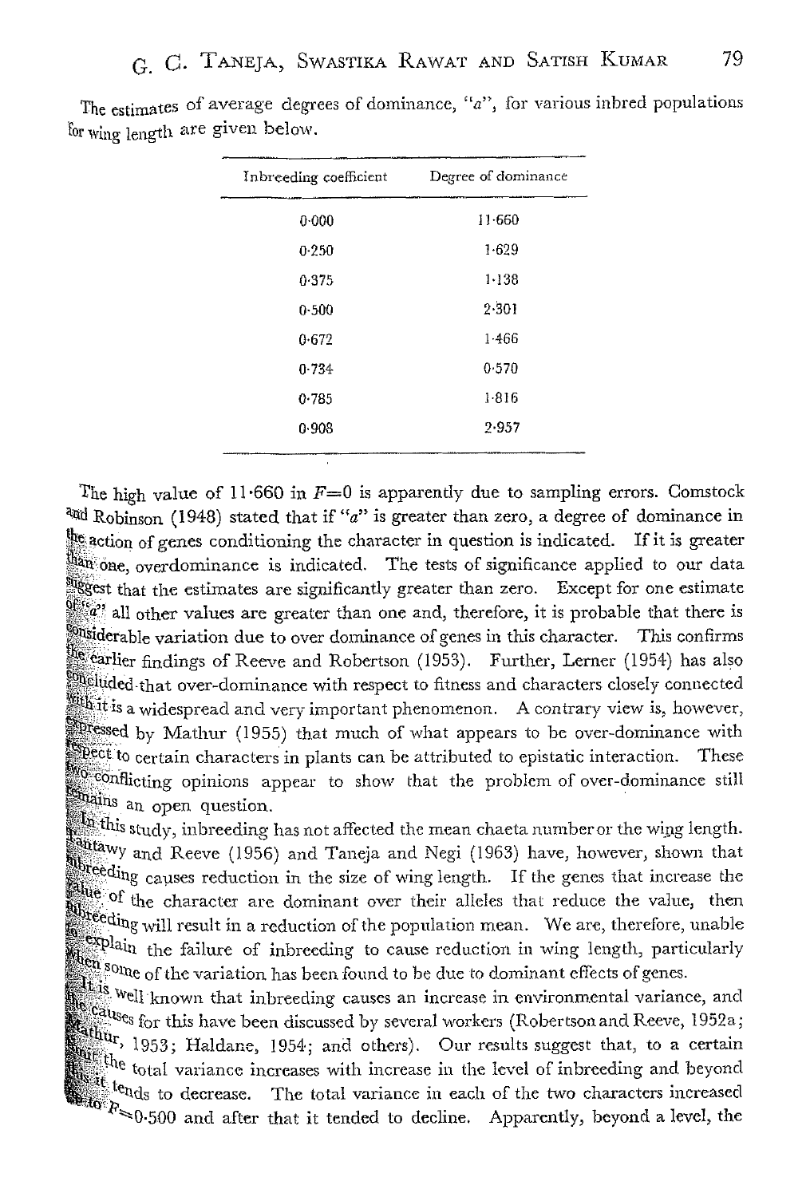The estimates of average degrees of dominance, "$a$", for various inbred populations for wing length are given below.

| Inbreeding coefficient | Degree of dominance |
|---|---|
| 0·000 | 11·660 |
| 0·250 | 1·629 |
| 0·375 | 1·138 |
| 0·500 | 2·301 |
| 0·672 | 1·466 |
| 0·734 | 0·570 |
| 0·785 | 1·816 |
| 0·908 | 2·957 |

The high value of 11·660 in $F=0$ is apparently due to sampling errors. Comstock and Robinson (1948) stated that if "$a$" is greater than zero, a degree of dominance in the action of genes conditioning the character in question is indicated. If it is greater than one, overdominance is indicated. The tests of significance applied to our data suggest that the estimates are significantly greater than zero. Except for one estimate of "$a$" all other values are greater than one and, therefore, it is probable that there is considerable variation due to over dominance of genes in this character. This confirms the earlier findings of Reeve and Robertson (1953). Further, Lerner (1954) has also concluded that over-dominance with respect to fitness and characters closely connected with it is a widespread and very important phenomenon. A contrary view is, however, expressed by Mathur (1955) that much of what appears to be over-dominance with respect to certain characters in plants can be attributed to epistatic interaction. These two conflicting opinions appear to show that the problem of over-dominance still remains an open question.

In this study, inbreeding has not affected the mean chaeta number or the wing length. Fantawy and Reeve (1956) and Taneja and Negi (1963) have, however, shown that inbreeding causes reduction in the size of wing length. If the genes that increase the value of the character are dominant over their alleles that reduce the value, then inbreeding will result in a reduction of the population mean. We are, therefore, unable to explain the failure of inbreeding to cause reduction in wing length, particularly when some of the variation has been found to be due to dominant effects of genes.

It is well known that inbreeding causes an increase in environmental variance, and the causes for this have been discussed by several workers (Robertson and Reeve, 1952a; Mathur, 1953; Haldane, 1954; and others). Our results suggest that, to a certain limit the total variance increases with increase in the level of inbreeding and beyond this it tends to decrease. The total variance in each of the two characters increased up to $F \approx 0{\cdot}500$ and after that it tended to decline. Apparently, beyond a level, the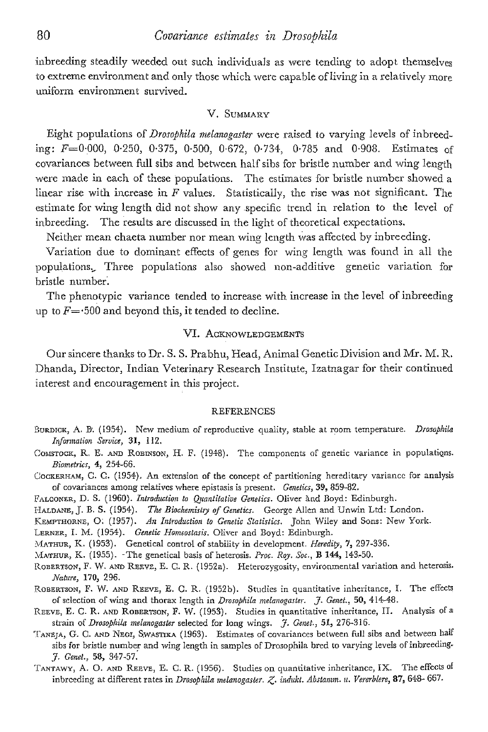inbreeding steadily weeded out such individuals as were tending to adopt themselves to extreme environment and only those which were capable of living in a relatively more uniform environment survived.

## V. Summary

Eight populations of *Drosophila melanogaster* were raised to varying levels of inbreeding: $F$=0·000, 0·250, 0·375, 0·500, 0·672, 0·734, 0·785 and 0·908. Estimates of covariances between full sibs and between half sibs for bristle number and wing length were made in each of these populations. The estimates for bristle number showed a linear rise with increase in $F$ values. Statistically, the rise was not significant. The estimate for wing length did not show any specific trend in relation to the level of inbreeding. The results are discussed in the light of theoretical expectations.

Neither mean chaeta number nor mean wing length was affected by inbreeding.

Variation due to dominant effects of genes for wing length was found in all the populations. Three populations also showed non-additive genetic variation for bristle number.

The phenotypic variance tended to increase with increase in the level of inbreeding up to $F$=·500 and beyond this, it tended to decline.

## VI. Acknowledgements

Our sincere thanks to Dr. S. S. Prabhu, Head, Animal Genetic Division and Mr. M. R. Dhanda, Director, Indian Veterinary Research Institute, Izatnagar for their continued interest and encouragement in this project.

## References

Burdick, A. B. (1954). New medium of reproductive quality, stable at room temperature. *Drosophila Information Service*, **31**, 112.

Comstock, R. E. and Robinson, H. F. (1948). The components of genetic variance in populations. *Biometrics*, **4**, 254-66.

Cockerham, C. C. (1954). An extension of the concept of partitioning hereditary variance for analysis of covariances among relatives where epistasis is present. *Genetics*, **39**, 859-82.

Falconer, D. S. (1960). *Introduction to Quantitative Genetics*. Oliver and Boyd: Edinburgh.

Haldane, J. B. S. (1954). *The Biochemistry of Genetics*. George Allen and Unwin Ltd: London.

Kempthorne, O. (1957). *An Introduction to Genetic Statistics*. John Wiley and Sons: New York.

Lerner, I. M. (1954). *Genetic Homeostasis*. Oliver and Boyd: Edinburgh.

Mathur, K. (1953). Genetical control of stability in development. *Heredity*, **7**, 297-336.

Mathur, K. (1955). The genetical basis of heterosis. *Proc. Roy. Soc.*, **B 144**, 143-50.

Robertson, F. W. and Reeve, E. C. R. (1952a). Heterozygosity, environmental variation and heterosis. *Nature*, **170**, 296.

Robertson, F. W. and Reeve, E. C. R. (1952b). Studies in quantitative inheritance, I. The effects of selection of wing and thorax length in *Drosophila melanogaster*. *J. Genet.*, **50**, 414-48.

Reeve, E. C. R. and Robertson, F. W. (1953). Studies in quantitative inheritance, II. Analysis of a strain of *Drosophila melanogaster* selected for long wings. *J. Genet.*, **51**, 276-316.

Taneja, G. C. and Negi, Swastika (1963). Estimates of covariances between full sibs and between half sibs for bristle number and wing length in samples of Drosophila bred to varying levels of inbreeding. *J. Genet.*, **58**, 347-57.

Tantawy, A. O. and Reeve, E. C. R. (1956). Studies on quantitative inheritance, IX. The effects of inbreeding at different rates in *Drosophila melanogaster*. *Z. indukt. Abstamm. u. Vererblere*, **87**, 648-667.